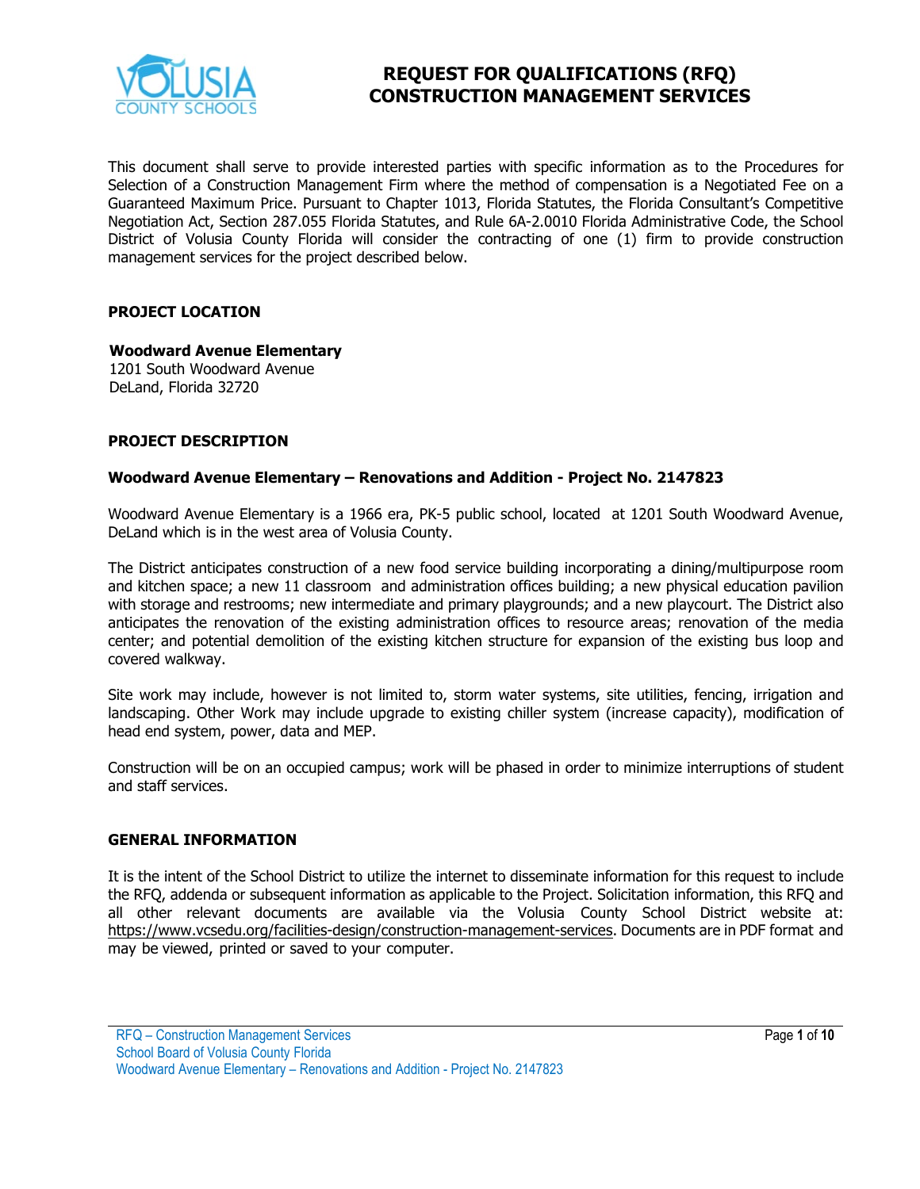# REQUEST FOR QUALIFICATIONS (RFQ)
# CONSTRUCTION MANAGEMENT SERVICES

This document shall serve to provide interested parties with specific information as to the Procedures for Selection of a Construction Management Firm where the method of compensation is a Negotiated Fee on a Guaranteed Maximum Price. Pursuant to Chapter 1013, Florida Statutes, the Florida Consultant's Competitive Negotiation Act, Section 287.055 Florida Statutes, and Rule 6A-2.0010 Florida Administrative Code, the School District of Volusia County Florida will consider the contracting of one (1) firm to provide construction management services for the project described below.

## PROJECT LOCATION

**Woodward Avenue Elementary**
1201 South Woodward Avenue
DeLand, Florida 32720

## PROJECT DESCRIPTION

**Woodward Avenue Elementary – Renovations and Addition - Project No. 2147823**

Woodward Avenue Elementary is a 1966 era, PK-5 public school, located at 1201 South Woodward Avenue, DeLand which is in the west area of Volusia County.

The District anticipates construction of a new food service building incorporating a dining/multipurpose room and kitchen space; a new 11 classroom and administration offices building; a new physical education pavilion with storage and restrooms; new intermediate and primary playgrounds; and a new playcourt. The District also anticipates the renovation of the existing administration offices to resource areas; renovation of the media center; and potential demolition of the existing kitchen structure for expansion of the existing bus loop and covered walkway.

Site work may include, however is not limited to, storm water systems, site utilities, fencing, irrigation and landscaping. Other Work may include upgrade to existing chiller system (increase capacity), modification of head end system, power, data and MEP.

Construction will be on an occupied campus; work will be phased in order to minimize interruptions of student and staff services.

## GENERAL INFORMATION

It is the intent of the School District to utilize the internet to disseminate information for this request to include the RFQ, addenda or subsequent information as applicable to the Project. Solicitation information, this RFQ and all other relevant documents are available via the Volusia County School District website at: https://www.vcsedu.org/facilities-design/construction-management-services. Documents are in PDF format and may be viewed, printed or saved to your computer.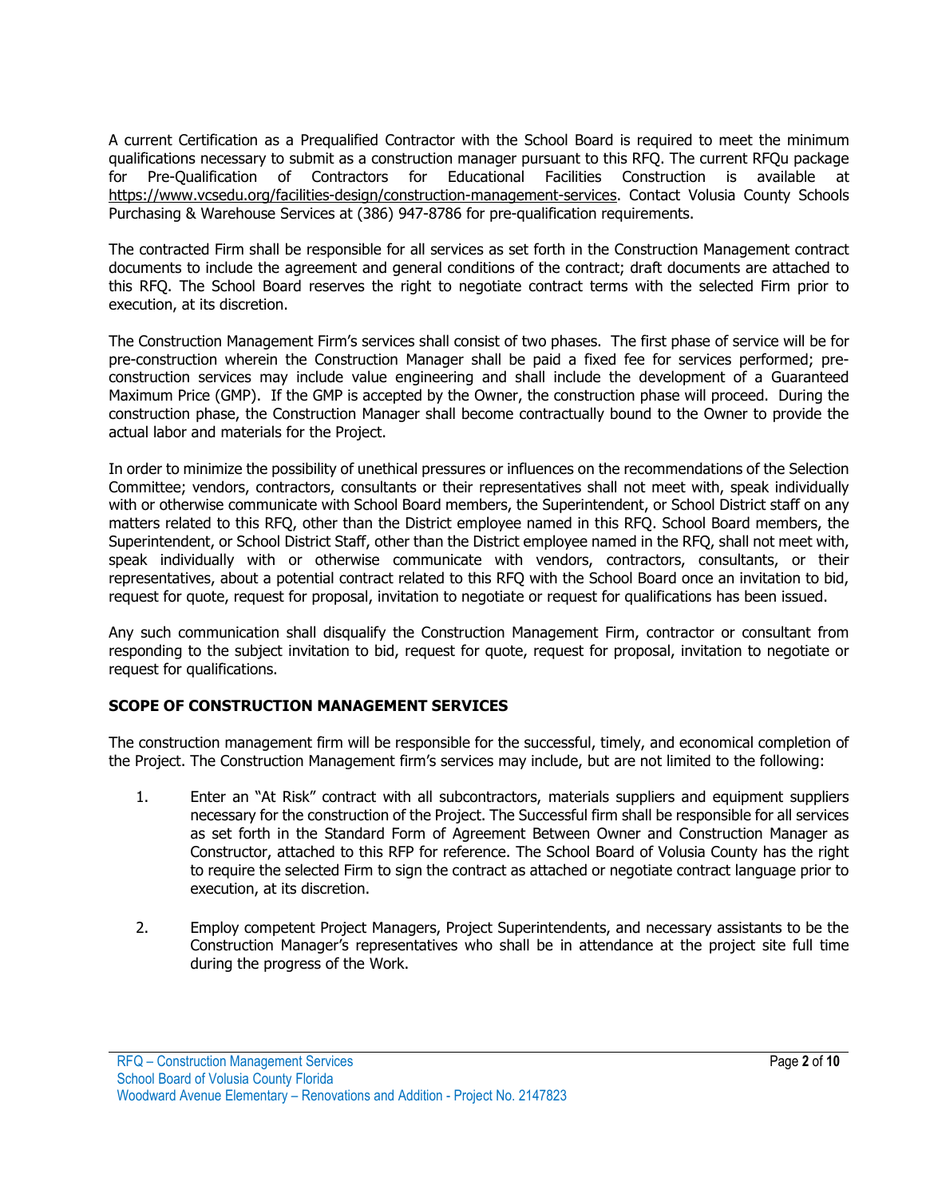A current Certification as a Prequalified Contractor with the School Board is required to meet the minimum qualifications necessary to submit as a construction manager pursuant to this RFQ. The current RFQu package for Pre-Qualification of Contractors for Educational Facilities Construction is available at https://www.vcsedu.org/facilities-design/construction-management-services. Contact Volusia County Schools Purchasing & Warehouse Services at (386) 947-8786 for pre-qualification requirements.

The contracted Firm shall be responsible for all services as set forth in the Construction Management contract documents to include the agreement and general conditions of the contract; draft documents are attached to this RFQ. The School Board reserves the right to negotiate contract terms with the selected Firm prior to execution, at its discretion.

The Construction Management Firm's services shall consist of two phases. The first phase of service will be for pre-construction wherein the Construction Manager shall be paid a fixed fee for services performed; pre-construction services may include value engineering and shall include the development of a Guaranteed Maximum Price (GMP). If the GMP is accepted by the Owner, the construction phase will proceed. During the construction phase, the Construction Manager shall become contractually bound to the Owner to provide the actual labor and materials for the Project.

In order to minimize the possibility of unethical pressures or influences on the recommendations of the Selection Committee; vendors, contractors, consultants or their representatives shall not meet with, speak individually with or otherwise communicate with School Board members, the Superintendent, or School District staff on any matters related to this RFQ, other than the District employee named in this RFQ. School Board members, the Superintendent, or School District Staff, other than the District employee named in the RFQ, shall not meet with, speak individually with or otherwise communicate with vendors, contractors, consultants, or their representatives, about a potential contract related to this RFQ with the School Board once an invitation to bid, request for quote, request for proposal, invitation to negotiate or request for qualifications has been issued.

Any such communication shall disqualify the Construction Management Firm, contractor or consultant from responding to the subject invitation to bid, request for quote, request for proposal, invitation to negotiate or request for qualifications.

## SCOPE OF CONSTRUCTION MANAGEMENT SERVICES

The construction management firm will be responsible for the successful, timely, and economical completion of the Project. The Construction Management firm's services may include, but are not limited to the following:

1. Enter an "At Risk" contract with all subcontractors, materials suppliers and equipment suppliers necessary for the construction of the Project. The Successful firm shall be responsible for all services as set forth in the Standard Form of Agreement Between Owner and Construction Manager as Constructor, attached to this RFP for reference. The School Board of Volusia County has the right to require the selected Firm to sign the contract as attached or negotiate contract language prior to execution, at its discretion.

2. Employ competent Project Managers, Project Superintendents, and necessary assistants to be the Construction Manager's representatives who shall be in attendance at the project site full time during the progress of the Work.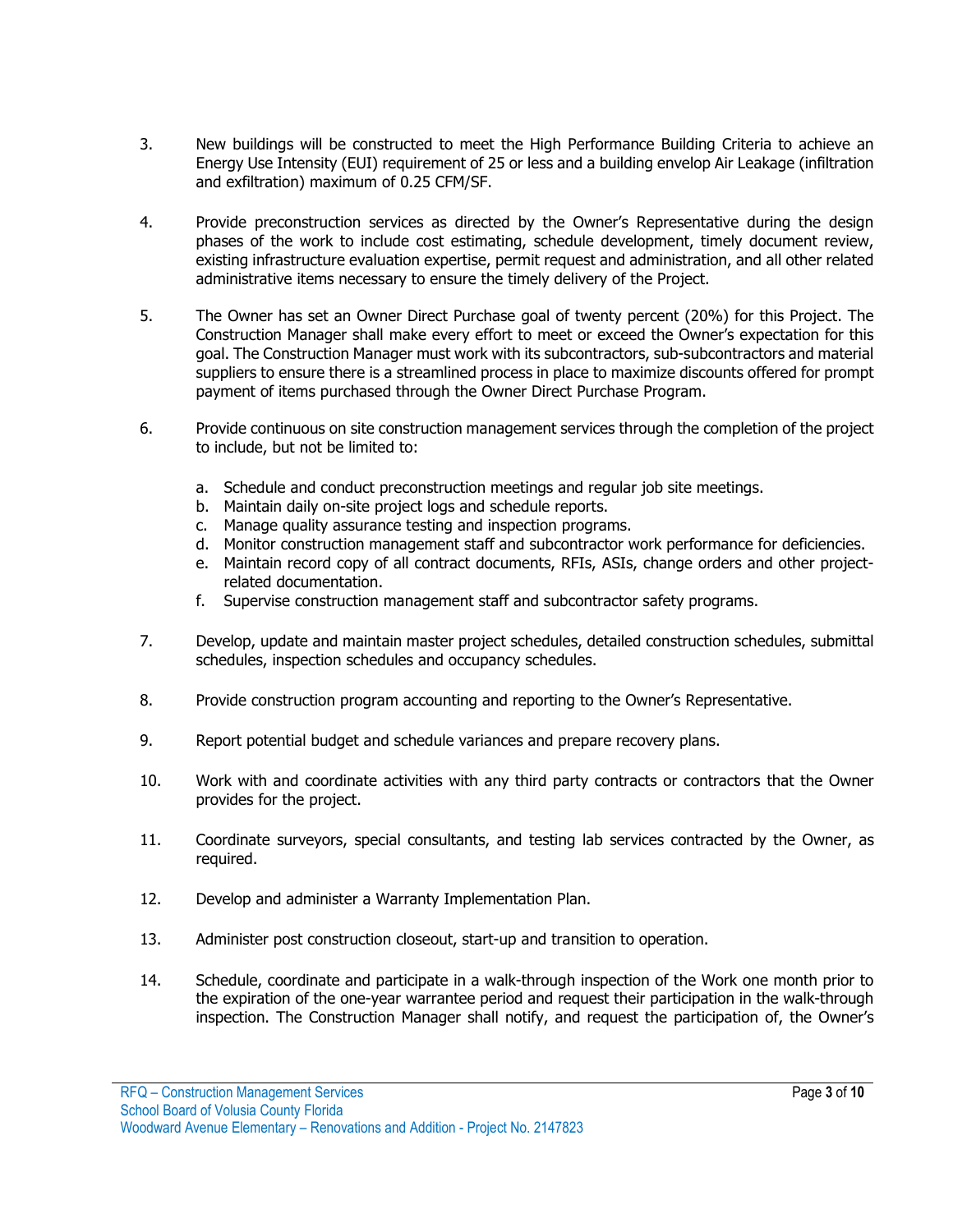3. New buildings will be constructed to meet the High Performance Building Criteria to achieve an Energy Use Intensity (EUI) requirement of 25 or less and a building envelop Air Leakage (infiltration and exfiltration) maximum of 0.25 CFM/SF.

4. Provide preconstruction services as directed by the Owner's Representative during the design phases of the work to include cost estimating, schedule development, timely document review, existing infrastructure evaluation expertise, permit request and administration, and all other related administrative items necessary to ensure the timely delivery of the Project.

5. The Owner has set an Owner Direct Purchase goal of twenty percent (20%) for this Project. The Construction Manager shall make every effort to meet or exceed the Owner's expectation for this goal. The Construction Manager must work with its subcontractors, sub-subcontractors and material suppliers to ensure there is a streamlined process in place to maximize discounts offered for prompt payment of items purchased through the Owner Direct Purchase Program.

6. Provide continuous on site construction management services through the completion of the project to include, but not be limited to:

   a. Schedule and conduct preconstruction meetings and regular job site meetings.
   b. Maintain daily on-site project logs and schedule reports.
   c. Manage quality assurance testing and inspection programs.
   d. Monitor construction management staff and subcontractor work performance for deficiencies.
   e. Maintain record copy of all contract documents, RFIs, ASIs, change orders and other project-related documentation.
   f. Supervise construction management staff and subcontractor safety programs.

7. Develop, update and maintain master project schedules, detailed construction schedules, submittal schedules, inspection schedules and occupancy schedules.

8. Provide construction program accounting and reporting to the Owner's Representative.

9. Report potential budget and schedule variances and prepare recovery plans.

10. Work with and coordinate activities with any third party contracts or contractors that the Owner provides for the project.

11. Coordinate surveyors, special consultants, and testing lab services contracted by the Owner, as required.

12. Develop and administer a Warranty Implementation Plan.

13. Administer post construction closeout, start-up and transition to operation.

14. Schedule, coordinate and participate in a walk-through inspection of the Work one month prior to the expiration of the one-year warrantee period and request their participation in the walk-through inspection. The Construction Manager shall notify, and request the participation of, the Owner's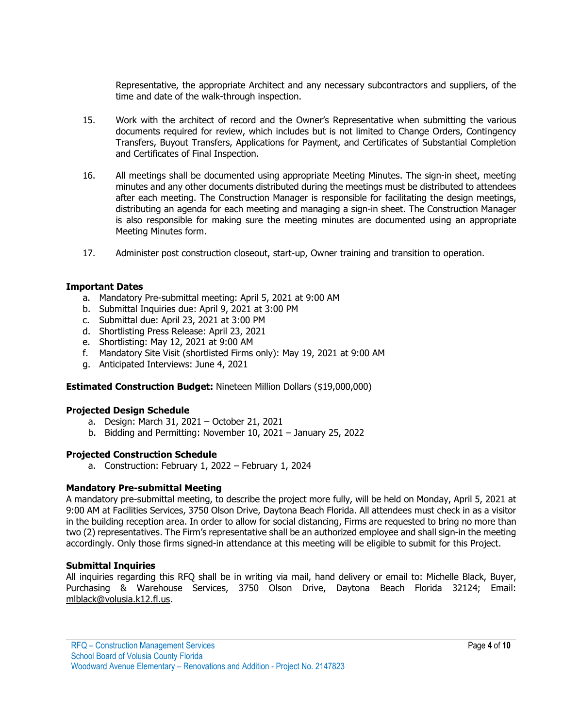Representative, the appropriate Architect and any necessary subcontractors and suppliers, of the time and date of the walk-through inspection.

15. Work with the architect of record and the Owner's Representative when submitting the various documents required for review, which includes but is not limited to Change Orders, Contingency Transfers, Buyout Transfers, Applications for Payment, and Certificates of Substantial Completion and Certificates of Final Inspection.

16. All meetings shall be documented using appropriate Meeting Minutes. The sign-in sheet, meeting minutes and any other documents distributed during the meetings must be distributed to attendees after each meeting. The Construction Manager is responsible for facilitating the design meetings, distributing an agenda for each meeting and managing a sign-in sheet. The Construction Manager is also responsible for making sure the meeting minutes are documented using an appropriate Meeting Minutes form.

17. Administer post construction closeout, start-up, Owner training and transition to operation.

**Important Dates**

a. Mandatory Pre-submittal meeting: April 5, 2021 at 9:00 AM
b. Submittal Inquiries due: April 9, 2021 at 3:00 PM
c. Submittal due: April 23, 2021 at 3:00 PM
d. Shortlisting Press Release: April 23, 2021
e. Shortlisting: May 12, 2021 at 9:00 AM
f. Mandatory Site Visit (shortlisted Firms only): May 19, 2021 at 9:00 AM
g. Anticipated Interviews: June 4, 2021

**Estimated Construction Budget:** Nineteen Million Dollars ($19,000,000)

**Projected Design Schedule**

a. Design: March 31, 2021 – October 21, 2021
b. Bidding and Permitting: November 10, 2021 – January 25, 2022

**Projected Construction Schedule**

a. Construction: February 1, 2022 – February 1, 2024

**Mandatory Pre-submittal Meeting**

A mandatory pre-submittal meeting, to describe the project more fully, will be held on Monday, April 5, 2021 at 9:00 AM at Facilities Services, 3750 Olson Drive, Daytona Beach Florida. All attendees must check in as a visitor in the building reception area. In order to allow for social distancing, Firms are requested to bring no more than two (2) representatives. The Firm's representative shall be an authorized employee and shall sign-in the meeting accordingly. Only those firms signed-in attendance at this meeting will be eligible to submit for this Project.

**Submittal Inquiries**

All inquiries regarding this RFQ shall be in writing via mail, hand delivery or email to: Michelle Black, Buyer, Purchasing & Warehouse Services, 3750 Olson Drive, Daytona Beach Florida 32124; Email: mlblack@volusia.k12.fl.us.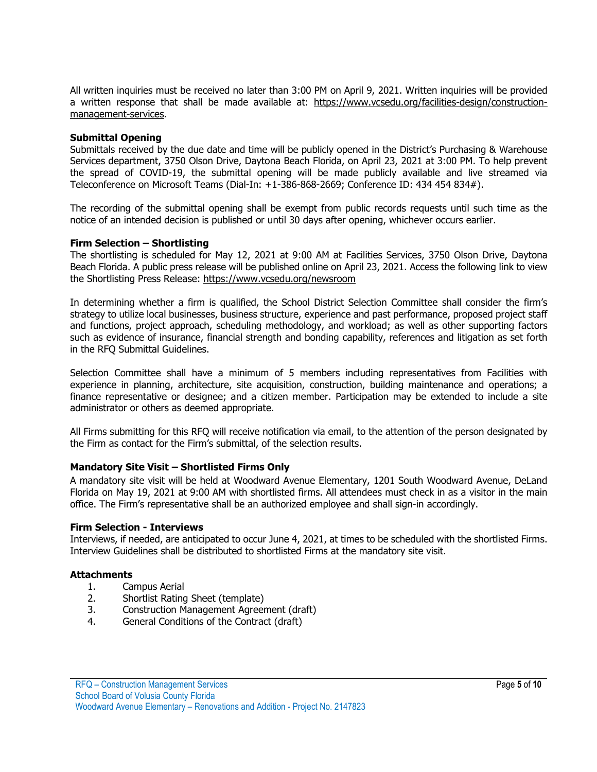All written inquiries must be received no later than 3:00 PM on April 9, 2021. Written inquiries will be provided a written response that shall be made available at: https://www.vcsedu.org/facilities-design/construction-management-services.

**Submittal Opening**

Submittals received by the due date and time will be publicly opened in the District's Purchasing & Warehouse Services department, 3750 Olson Drive, Daytona Beach Florida, on April 23, 2021 at 3:00 PM. To help prevent the spread of COVID-19, the submittal opening will be made publicly available and live streamed via Teleconference on Microsoft Teams (Dial-In: +1-386-868-2669; Conference ID: 434 454 834#).

The recording of the submittal opening shall be exempt from public records requests until such time as the notice of an intended decision is published or until 30 days after opening, whichever occurs earlier.

**Firm Selection – Shortlisting**

The shortlisting is scheduled for May 12, 2021 at 9:00 AM at Facilities Services, 3750 Olson Drive, Daytona Beach Florida. A public press release will be published online on April 23, 2021. Access the following link to view the Shortlisting Press Release: https://www.vcsedu.org/newsroom

In determining whether a firm is qualified, the School District Selection Committee shall consider the firm's strategy to utilize local businesses, business structure, experience and past performance, proposed project staff and functions, project approach, scheduling methodology, and workload; as well as other supporting factors such as evidence of insurance, financial strength and bonding capability, references and litigation as set forth in the RFQ Submittal Guidelines.

Selection Committee shall have a minimum of 5 members including representatives from Facilities with experience in planning, architecture, site acquisition, construction, building maintenance and operations; a finance representative or designee; and a citizen member. Participation may be extended to include a site administrator or others as deemed appropriate.

All Firms submitting for this RFQ will receive notification via email, to the attention of the person designated by the Firm as contact for the Firm's submittal, of the selection results.

**Mandatory Site Visit – Shortlisted Firms Only**

A mandatory site visit will be held at Woodward Avenue Elementary, 1201 South Woodward Avenue, DeLand Florida on May 19, 2021 at 9:00 AM with shortlisted firms. All attendees must check in as a visitor in the main office. The Firm's representative shall be an authorized employee and shall sign-in accordingly.

**Firm Selection - Interviews**

Interviews, if needed, are anticipated to occur June 4, 2021, at times to be scheduled with the shortlisted Firms. Interview Guidelines shall be distributed to shortlisted Firms at the mandatory site visit.

**Attachments**

1. Campus Aerial
2. Shortlist Rating Sheet (template)
3. Construction Management Agreement (draft)
4. General Conditions of the Contract (draft)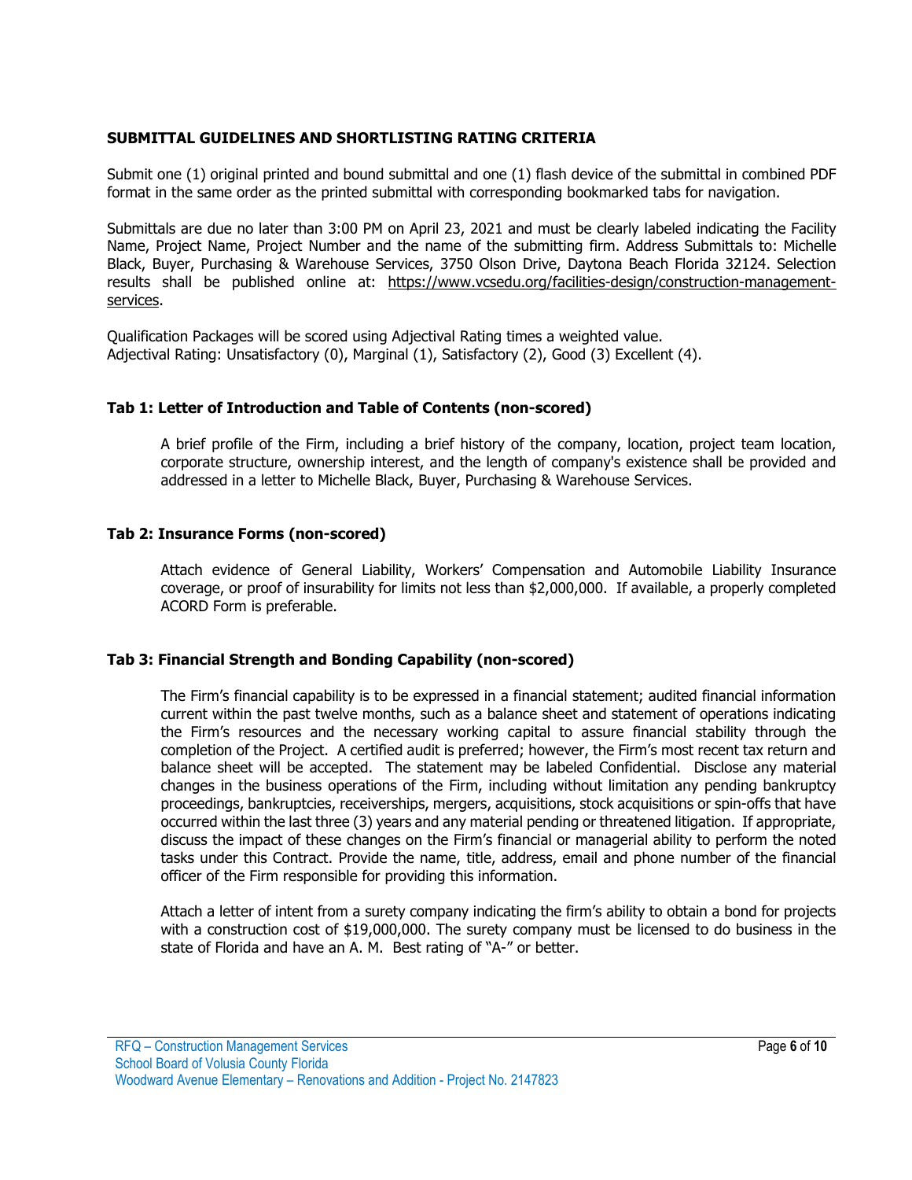## SUBMITTAL GUIDELINES AND SHORTLISTING RATING CRITERIA

Submit one (1) original printed and bound submittal and one (1) flash device of the submittal in combined PDF format in the same order as the printed submittal with corresponding bookmarked tabs for navigation.

Submittals are due no later than 3:00 PM on April 23, 2021 and must be clearly labeled indicating the Facility Name, Project Name, Project Number and the name of the submitting firm. Address Submittals to: Michelle Black, Buyer, Purchasing & Warehouse Services, 3750 Olson Drive, Daytona Beach Florida 32124. Selection results shall be published online at: https://www.vcsedu.org/facilities-design/construction-management-services.

Qualification Packages will be scored using Adjectival Rating times a weighted value.
Adjectival Rating: Unsatisfactory (0), Marginal (1), Satisfactory (2), Good (3) Excellent (4).

### Tab 1: Letter of Introduction and Table of Contents (non-scored)

A brief profile of the Firm, including a brief history of the company, location, project team location, corporate structure, ownership interest, and the length of company's existence shall be provided and addressed in a letter to Michelle Black, Buyer, Purchasing & Warehouse Services.

### Tab 2: Insurance Forms (non-scored)

Attach evidence of General Liability, Workers' Compensation and Automobile Liability Insurance coverage, or proof of insurability for limits not less than $2,000,000. If available, a properly completed ACORD Form is preferable.

### Tab 3: Financial Strength and Bonding Capability (non-scored)

The Firm's financial capability is to be expressed in a financial statement; audited financial information current within the past twelve months, such as a balance sheet and statement of operations indicating the Firm's resources and the necessary working capital to assure financial stability through the completion of the Project. A certified audit is preferred; however, the Firm's most recent tax return and balance sheet will be accepted. The statement may be labeled Confidential. Disclose any material changes in the business operations of the Firm, including without limitation any pending bankruptcy proceedings, bankruptcies, receiverships, mergers, acquisitions, stock acquisitions or spin-offs that have occurred within the last three (3) years and any material pending or threatened litigation. If appropriate, discuss the impact of these changes on the Firm's financial or managerial ability to perform the noted tasks under this Contract. Provide the name, title, address, email and phone number of the financial officer of the Firm responsible for providing this information.

Attach a letter of intent from a surety company indicating the firm's ability to obtain a bond for projects with a construction cost of $19,000,000. The surety company must be licensed to do business in the state of Florida and have an A. M. Best rating of "A-" or better.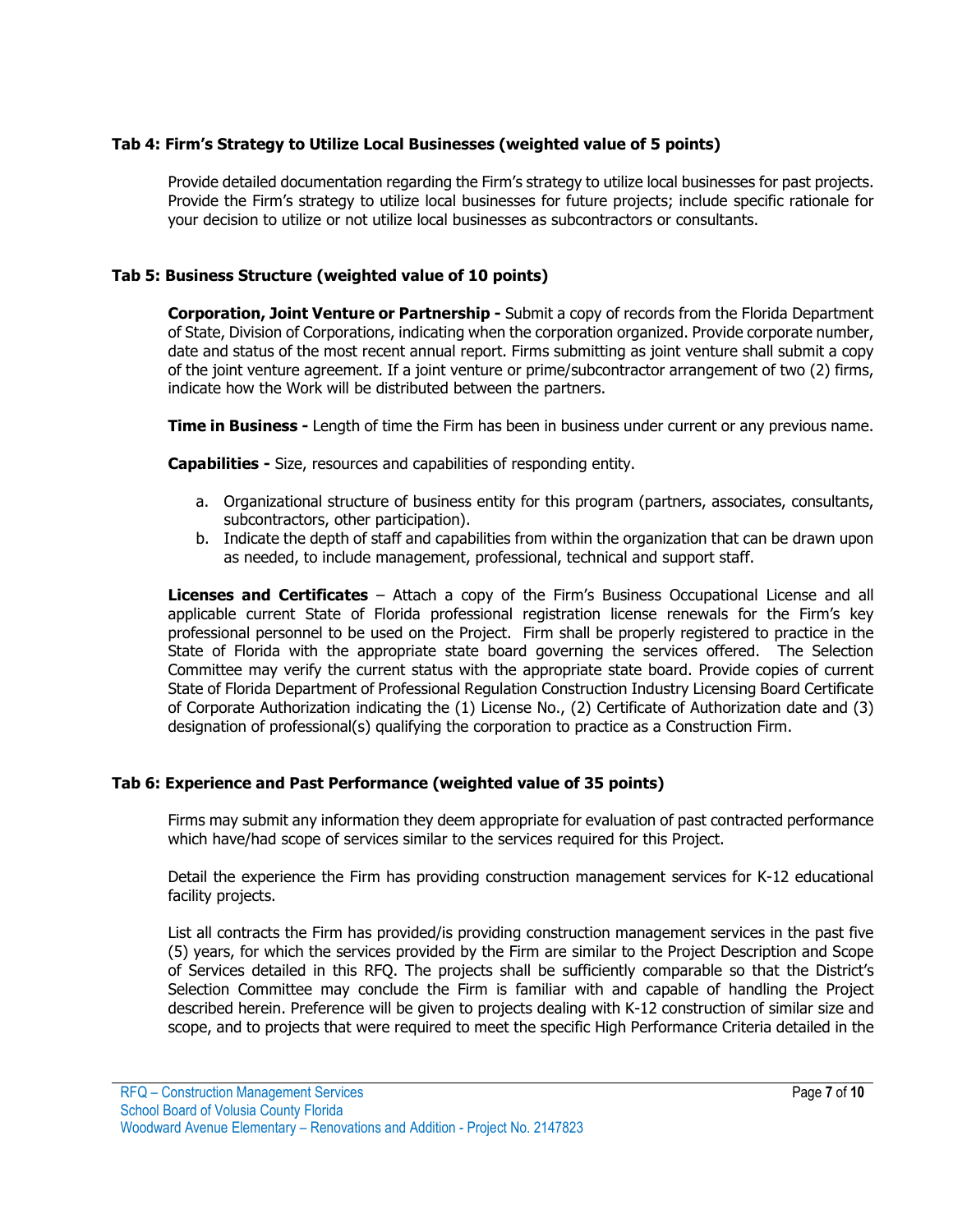### Tab 4: Firm's Strategy to Utilize Local Businesses (weighted value of 5 points)

Provide detailed documentation regarding the Firm's strategy to utilize local businesses for past projects. Provide the Firm's strategy to utilize local businesses for future projects; include specific rationale for your decision to utilize or not utilize local businesses as subcontractors or consultants.

### Tab 5: Business Structure (weighted value of 10 points)

**Corporation, Joint Venture or Partnership -** Submit a copy of records from the Florida Department of State, Division of Corporations, indicating when the corporation organized. Provide corporate number, date and status of the most recent annual report. Firms submitting as joint venture shall submit a copy of the joint venture agreement. If a joint venture or prime/subcontractor arrangement of two (2) firms, indicate how the Work will be distributed between the partners.

**Time in Business -** Length of time the Firm has been in business under current or any previous name.

**Capabilities -** Size, resources and capabilities of responding entity.

a. Organizational structure of business entity for this program (partners, associates, consultants, subcontractors, other participation).
b. Indicate the depth of staff and capabilities from within the organization that can be drawn upon as needed, to include management, professional, technical and support staff.

**Licenses and Certificates** – Attach a copy of the Firm's Business Occupational License and all applicable current State of Florida professional registration license renewals for the Firm's key professional personnel to be used on the Project. Firm shall be properly registered to practice in the State of Florida with the appropriate state board governing the services offered. The Selection Committee may verify the current status with the appropriate state board. Provide copies of current State of Florida Department of Professional Regulation Construction Industry Licensing Board Certificate of Corporate Authorization indicating the (1) License No., (2) Certificate of Authorization date and (3) designation of professional(s) qualifying the corporation to practice as a Construction Firm.

### Tab 6: Experience and Past Performance (weighted value of 35 points)

Firms may submit any information they deem appropriate for evaluation of past contracted performance which have/had scope of services similar to the services required for this Project.

Detail the experience the Firm has providing construction management services for K-12 educational facility projects.

List all contracts the Firm has provided/is providing construction management services in the past five (5) years, for which the services provided by the Firm are similar to the Project Description and Scope of Services detailed in this RFQ. The projects shall be sufficiently comparable so that the District's Selection Committee may conclude the Firm is familiar with and capable of handling the Project described herein. Preference will be given to projects dealing with K-12 construction of similar size and scope, and to projects that were required to meet the specific High Performance Criteria detailed in the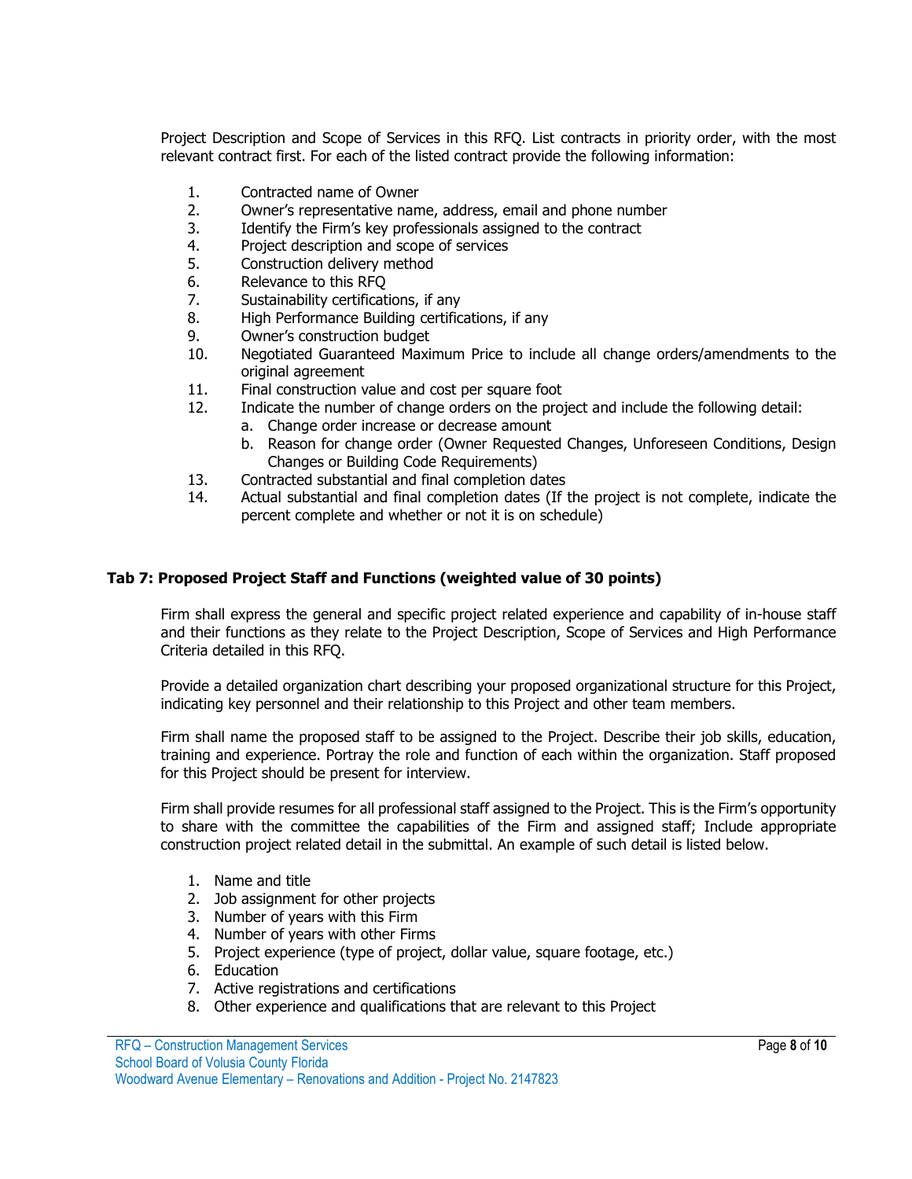Project Description and Scope of Services in this RFQ. List contracts in priority order, with the most relevant contract first. For each of the listed contract provide the following information:

1. Contracted name of Owner
2. Owner's representative name, address, email and phone number
3. Identify the Firm's key professionals assigned to the contract
4. Project description and scope of services
5. Construction delivery method
6. Relevance to this RFQ
7. Sustainability certifications, if any
8. High Performance Building certifications, if any
9. Owner's construction budget
10. Negotiated Guaranteed Maximum Price to include all change orders/amendments to the original agreement
11. Final construction value and cost per square foot
12. Indicate the number of change orders on the project and include the following detail:
    a. Change order increase or decrease amount
    b. Reason for change order (Owner Requested Changes, Unforeseen Conditions, Design Changes or Building Code Requirements)
13. Contracted substantial and final completion dates
14. Actual substantial and final completion dates (If the project is not complete, indicate the percent complete and whether or not it is on schedule)

### Tab 7: Proposed Project Staff and Functions (weighted value of 30 points)

Firm shall express the general and specific project related experience and capability of in-house staff and their functions as they relate to the Project Description, Scope of Services and High Performance Criteria detailed in this RFQ.

Provide a detailed organization chart describing your proposed organizational structure for this Project, indicating key personnel and their relationship to this Project and other team members.

Firm shall name the proposed staff to be assigned to the Project. Describe their job skills, education, training and experience. Portray the role and function of each within the organization. Staff proposed for this Project should be present for interview.

Firm shall provide resumes for all professional staff assigned to the Project. This is the Firm's opportunity to share with the committee the capabilities of the Firm and assigned staff; Include appropriate construction project related detail in the submittal. An example of such detail is listed below.

1. Name and title
2. Job assignment for other projects
3. Number of years with this Firm
4. Number of years with other Firms
5. Project experience (type of project, dollar value, square footage, etc.)
6. Education
7. Active registrations and certifications
8. Other experience and qualifications that are relevant to this Project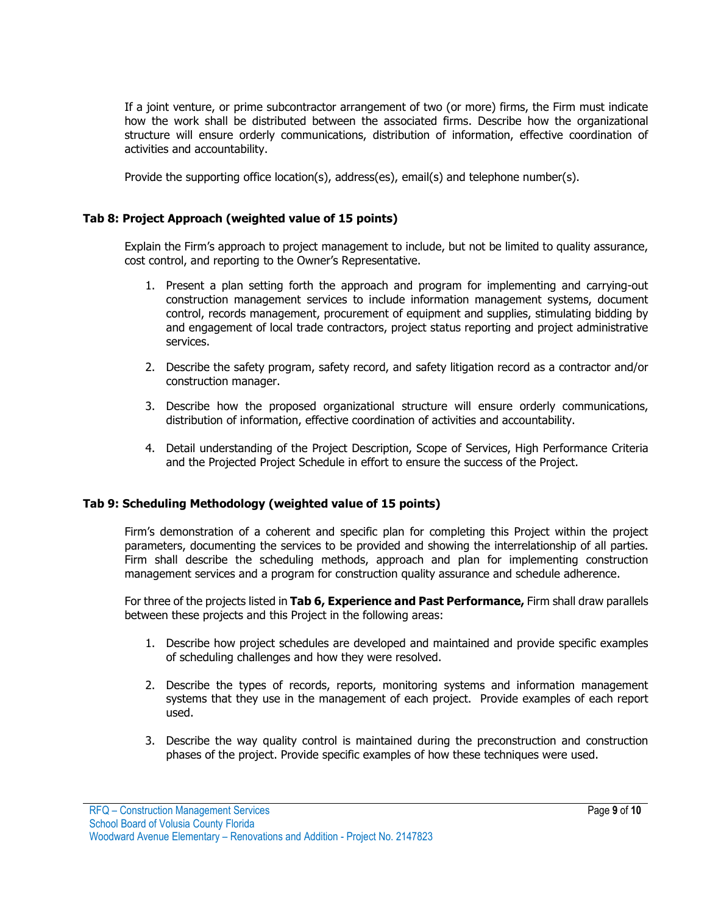If a joint venture, or prime subcontractor arrangement of two (or more) firms, the Firm must indicate how the work shall be distributed between the associated firms. Describe how the organizational structure will ensure orderly communications, distribution of information, effective coordination of activities and accountability.

Provide the supporting office location(s), address(es), email(s) and telephone number(s).

### Tab 8: Project Approach (weighted value of 15 points)

Explain the Firm's approach to project management to include, but not be limited to quality assurance, cost control, and reporting to the Owner's Representative.

1. Present a plan setting forth the approach and program for implementing and carrying-out construction management services to include information management systems, document control, records management, procurement of equipment and supplies, stimulating bidding by and engagement of local trade contractors, project status reporting and project administrative services.

2. Describe the safety program, safety record, and safety litigation record as a contractor and/or construction manager.

3. Describe how the proposed organizational structure will ensure orderly communications, distribution of information, effective coordination of activities and accountability.

4. Detail understanding of the Project Description, Scope of Services, High Performance Criteria and the Projected Project Schedule in effort to ensure the success of the Project.

### Tab 9: Scheduling Methodology (weighted value of 15 points)

Firm's demonstration of a coherent and specific plan for completing this Project within the project parameters, documenting the services to be provided and showing the interrelationship of all parties. Firm shall describe the scheduling methods, approach and plan for implementing construction management services and a program for construction quality assurance and schedule adherence.

For three of the projects listed in **Tab 6, Experience and Past Performance,** Firm shall draw parallels between these projects and this Project in the following areas:

1. Describe how project schedules are developed and maintained and provide specific examples of scheduling challenges and how they were resolved.

2. Describe the types of records, reports, monitoring systems and information management systems that they use in the management of each project. Provide examples of each report used.

3. Describe the way quality control is maintained during the preconstruction and construction phases of the project. Provide specific examples of how these techniques were used.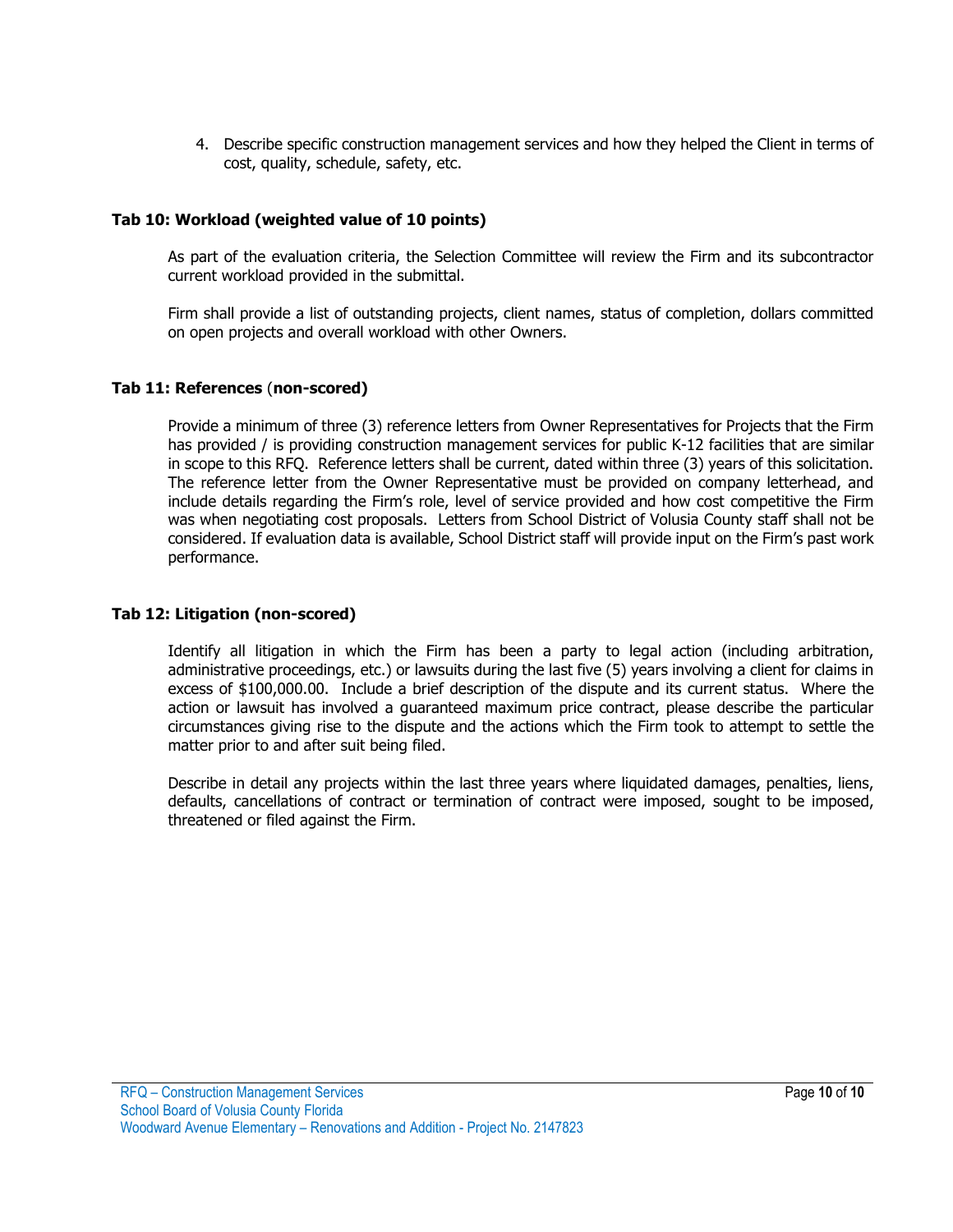4. Describe specific construction management services and how they helped the Client in terms of cost, quality, schedule, safety, etc.

### Tab 10: Workload (weighted value of 10 points)

As part of the evaluation criteria, the Selection Committee will review the Firm and its subcontractor current workload provided in the submittal.

Firm shall provide a list of outstanding projects, client names, status of completion, dollars committed on open projects and overall workload with other Owners.

### Tab 11: References (non-scored)

Provide a minimum of three (3) reference letters from Owner Representatives for Projects that the Firm has provided / is providing construction management services for public K-12 facilities that are similar in scope to this RFQ. Reference letters shall be current, dated within three (3) years of this solicitation. The reference letter from the Owner Representative must be provided on company letterhead, and include details regarding the Firm's role, level of service provided and how cost competitive the Firm was when negotiating cost proposals. Letters from School District of Volusia County staff shall not be considered. If evaluation data is available, School District staff will provide input on the Firm's past work performance.

### Tab 12: Litigation (non-scored)

Identify all litigation in which the Firm has been a party to legal action (including arbitration, administrative proceedings, etc.) or lawsuits during the last five (5) years involving a client for claims in excess of $100,000.00. Include a brief description of the dispute and its current status. Where the action or lawsuit has involved a guaranteed maximum price contract, please describe the particular circumstances giving rise to the dispute and the actions which the Firm took to attempt to settle the matter prior to and after suit being filed.

Describe in detail any projects within the last three years where liquidated damages, penalties, liens, defaults, cancellations of contract or termination of contract were imposed, sought to be imposed, threatened or filed against the Firm.